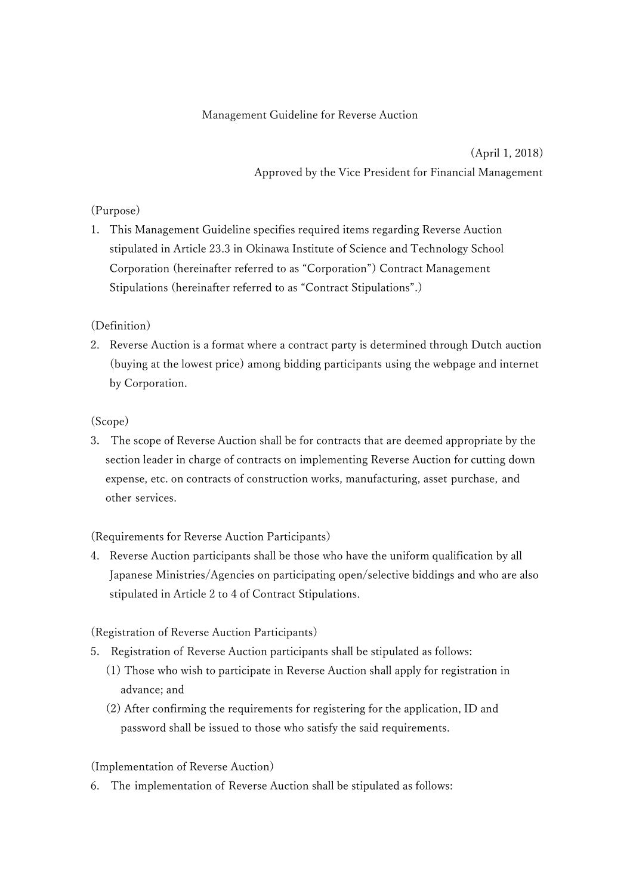# Management Guideline for Reverse Auction

(April 1, 2018)
Approved by the Vice President for Financial Management

(Purpose)

1. This Management Guideline specifies required items regarding Reverse Auction stipulated in Article 23.3 in Okinawa Institute of Science and Technology School Corporation (hereinafter referred to as "Corporation") Contract Management Stipulations (hereinafter referred to as "Contract Stipulations".)

(Definition)

2. Reverse Auction is a format where a contract party is determined through Dutch auction (buying at the lowest price) among bidding participants using the webpage and internet by Corporation.

(Scope)

3. The scope of Reverse Auction shall be for contracts that are deemed appropriate by the section leader in charge of contracts on implementing Reverse Auction for cutting down expense, etc. on contracts of construction works, manufacturing, asset purchase, and other services.

(Requirements for Reverse Auction Participants)

4. Reverse Auction participants shall be those who have the uniform qualification by all Japanese Ministries/Agencies on participating open/selective biddings and who are also stipulated in Article 2 to 4 of Contract Stipulations.

(Registration of Reverse Auction Participants)

5. Registration of Reverse Auction participants shall be stipulated as follows:
   (1) Those who wish to participate in Reverse Auction shall apply for registration in advance; and
   (2) After confirming the requirements for registering for the application, ID and password shall be issued to those who satisfy the said requirements.

(Implementation of Reverse Auction)

6. The implementation of Reverse Auction shall be stipulated as follows: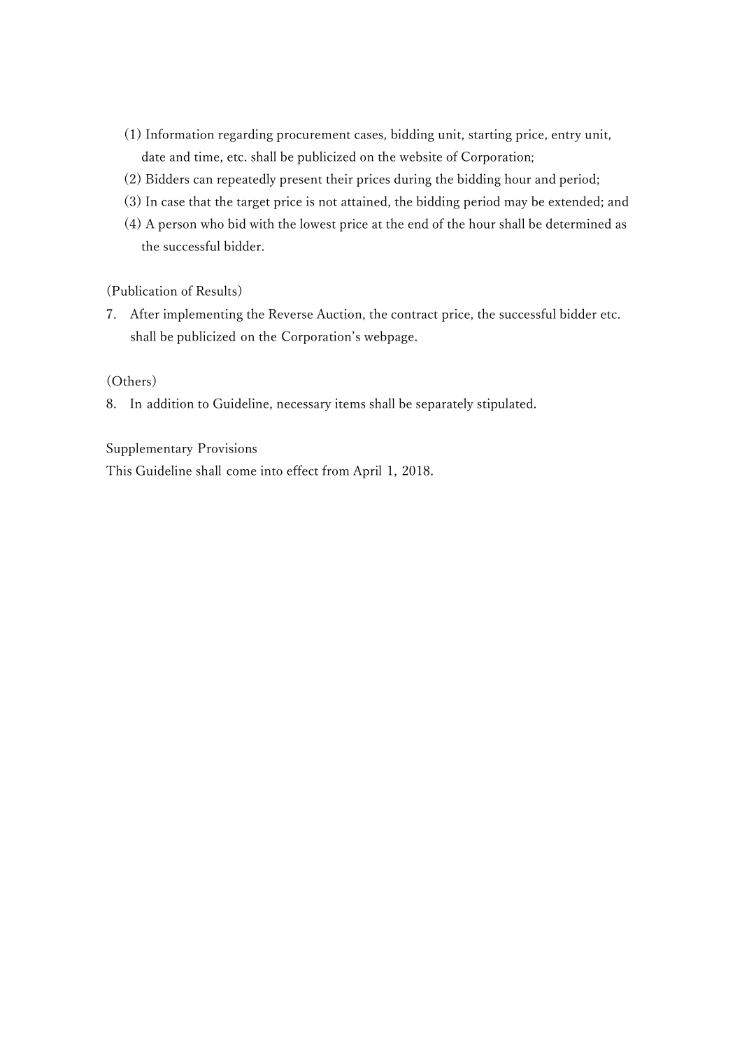(1) Information regarding procurement cases, bidding unit, starting price, entry unit, date and time, etc. shall be publicized on the website of Corporation;

(2) Bidders can repeatedly present their prices during the bidding hour and period;

(3) In case that the target price is not attained, the bidding period may be extended; and

(4) A person who bid with the lowest price at the end of the hour shall be determined as the successful bidder.

(Publication of Results)

7. After implementing the Reverse Auction, the contract price, the successful bidder etc. shall be publicized on the Corporation's webpage.

(Others)

8. In addition to Guideline, necessary items shall be separately stipulated.

Supplementary Provisions

This Guideline shall come into effect from April 1, 2018.